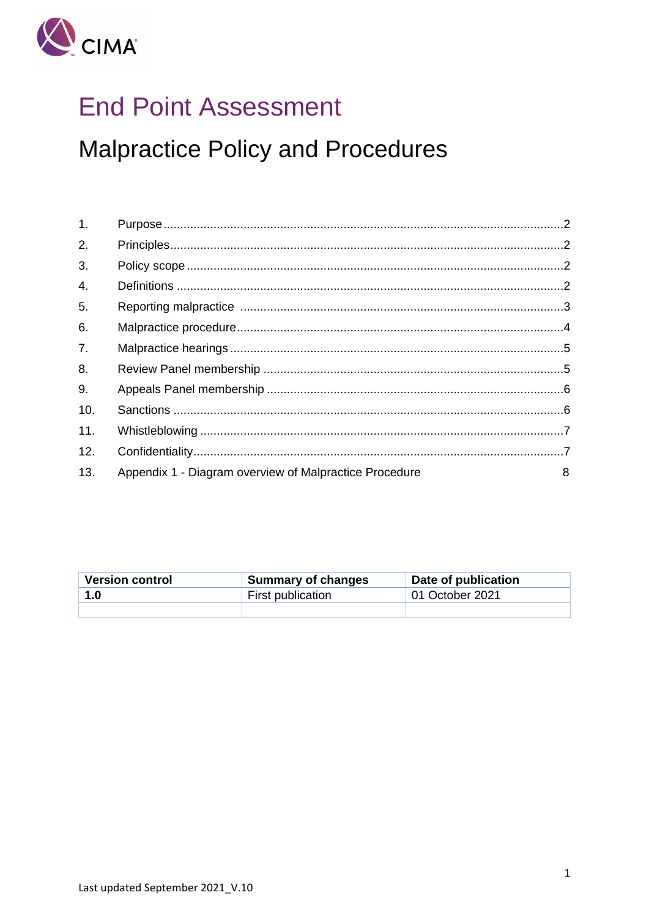# End Point Assessment

## Malpractice Policy and Procedures

| | | |
|---|---|---|
| 1. | Purpose | 2 |
| 2. | Principles | 2 |
| 3. | Policy scope | 2 |
| 4. | Definitions | 2 |
| 5. | Reporting malpractice | 3 |
| 6. | Malpractice procedure | 4 |
| 7. | Malpractice hearings | 5 |
| 8. | Review Panel membership | 5 |
| 9. | Appeals Panel membership | 6 |
| 10. | Sanctions | 6 |
| 11. | Whistleblowing | 7 |
| 12. | Confidentiality | 7 |
| 13. | Appendix 1 - Diagram overview of Malpractice Procedure | 8 |

| Version control | Summary of changes | Date of publication |
|---|---|---|
| **1.0** | First publication | 01 October 2021 |
| | | |

Last updated September 2021_V.10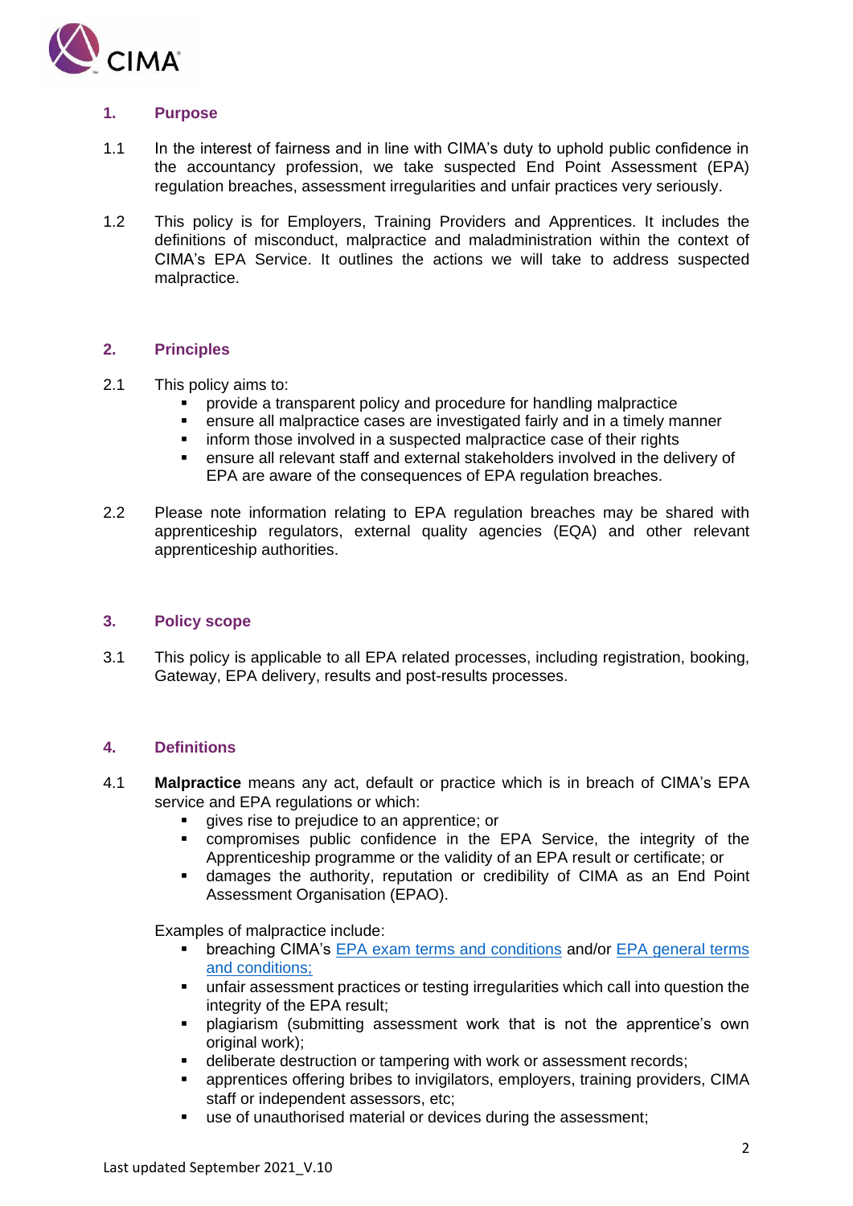## 1. Purpose

1.1 In the interest of fairness and in line with CIMA's duty to uphold public confidence in the accountancy profession, we take suspected End Point Assessment (EPA) regulation breaches, assessment irregularities and unfair practices very seriously.

1.2 This policy is for Employers, Training Providers and Apprentices. It includes the definitions of misconduct, malpractice and maladministration within the context of CIMA's EPA Service. It outlines the actions we will take to address suspected malpractice.

## 2. Principles

2.1 This policy aims to:

- provide a transparent policy and procedure for handling malpractice
- ensure all malpractice cases are investigated fairly and in a timely manner
- inform those involved in a suspected malpractice case of their rights
- ensure all relevant staff and external stakeholders involved in the delivery of EPA are aware of the consequences of EPA regulation breaches.

2.2 Please note information relating to EPA regulation breaches may be shared with apprenticeship regulators, external quality agencies (EQA) and other relevant apprenticeship authorities.

## 3. Policy scope

3.1 This policy is applicable to all EPA related processes, including registration, booking, Gateway, EPA delivery, results and post-results processes.

## 4. Definitions

4.1 **Malpractice** means any act, default or practice which is in breach of CIMA's EPA service and EPA regulations or which:

- gives rise to prejudice to an apprentice; or
- compromises public confidence in the EPA Service, the integrity of the Apprenticeship programme or the validity of an EPA result or certificate; or
- damages the authority, reputation or credibility of CIMA as an End Point Assessment Organisation (EPAO).

Examples of malpractice include:

- breaching CIMA's EPA exam terms and conditions and/or EPA general terms and conditions;
- unfair assessment practices or testing irregularities which call into question the integrity of the EPA result;
- plagiarism (submitting assessment work that is not the apprentice's own original work);
- deliberate destruction or tampering with work or assessment records;
- apprentices offering bribes to invigilators, employers, training providers, CIMA staff or independent assessors, etc;
- use of unauthorised material or devices during the assessment;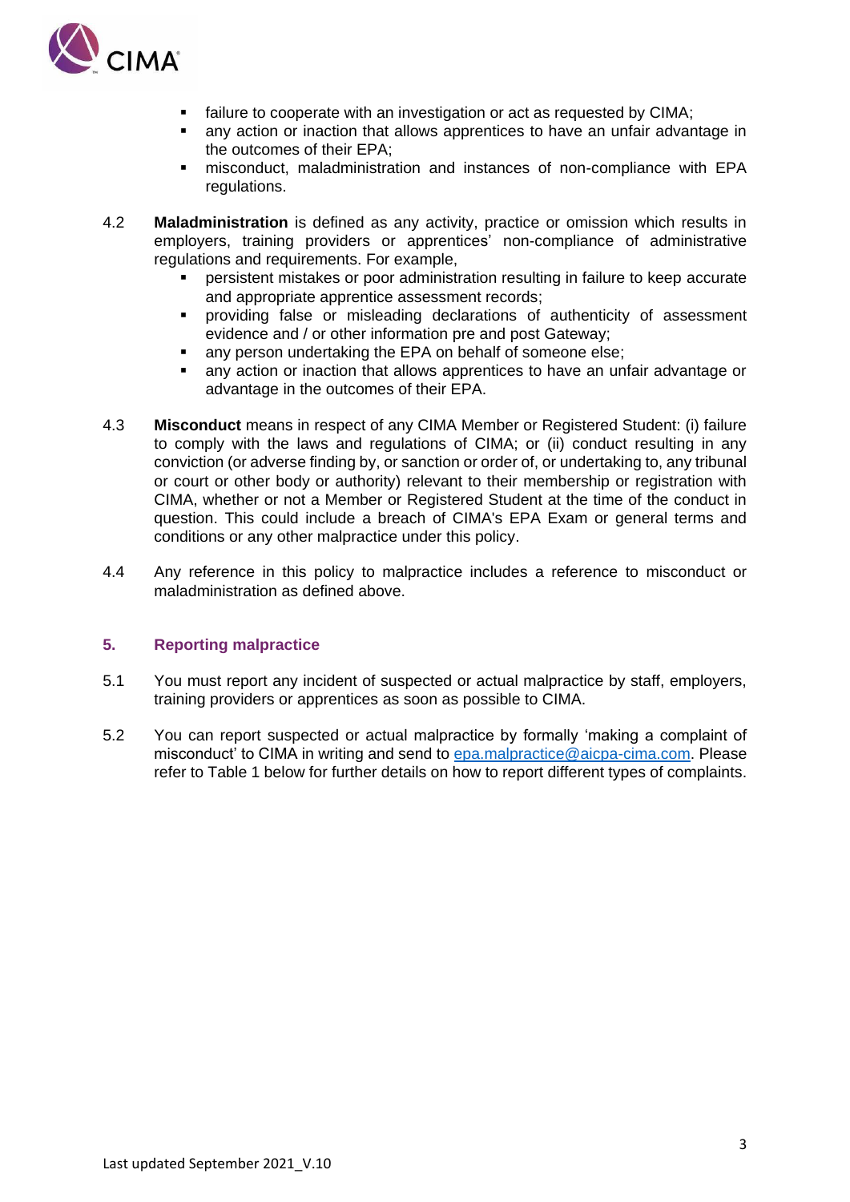- failure to cooperate with an investigation or act as requested by CIMA;
- any action or inaction that allows apprentices to have an unfair advantage in the outcomes of their EPA;
- misconduct, maladministration and instances of non-compliance with EPA regulations.

4.2 **Maladministration** is defined as any activity, practice or omission which results in employers, training providers or apprentices' non-compliance of administrative regulations and requirements. For example,

- persistent mistakes or poor administration resulting in failure to keep accurate and appropriate apprentice assessment records;
- providing false or misleading declarations of authenticity of assessment evidence and / or other information pre and post Gateway;
- any person undertaking the EPA on behalf of someone else;
- any action or inaction that allows apprentices to have an unfair advantage or advantage in the outcomes of their EPA.

4.3 **Misconduct** means in respect of any CIMA Member or Registered Student: (i) failure to comply with the laws and regulations of CIMA; or (ii) conduct resulting in any conviction (or adverse finding by, or sanction or order of, or undertaking to, any tribunal or court or other body or authority) relevant to their membership or registration with CIMA, whether or not a Member or Registered Student at the time of the conduct in question. This could include a breach of CIMA's EPA Exam or general terms and conditions or any other malpractice under this policy.

4.4 Any reference in this policy to malpractice includes a reference to misconduct or maladministration as defined above.

## 5. Reporting malpractice

5.1 You must report any incident of suspected or actual malpractice by staff, employers, training providers or apprentices as soon as possible to CIMA.

5.2 You can report suspected or actual malpractice by formally 'making a complaint of misconduct' to CIMA in writing and send to epa.malpractice@aicpa-cima.com. Please refer to Table 1 below for further details on how to report different types of complaints.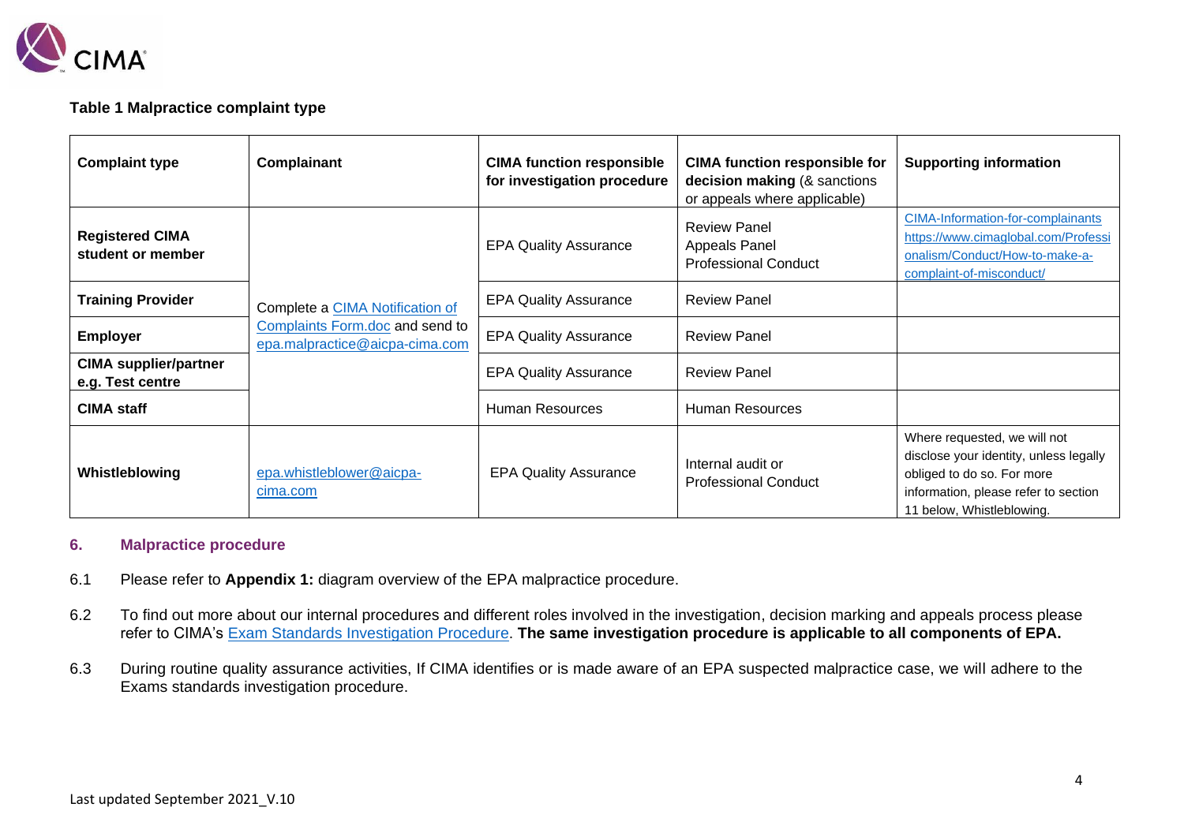**Table 1 Malpractice complaint type**

| Complaint type | Complainant | CIMA function responsible for investigation procedure | CIMA function responsible for decision making (& sanctions or appeals where applicable) | Supporting information |
|---|---|---|---|---|
| **Registered CIMA student or member** | Complete a CIMA Notification of Complaints Form.doc and send to epa.malpractice@aicpa-cima.com | EPA Quality Assurance | Review Panel<br>Appeals Panel<br>Professional Conduct | CIMA-Information-for-complainants<br>https://www.cimaglobal.com/Professionalism/Conduct/How-to-make-a-complaint-of-misconduct/ |
| **Training Provider** | | EPA Quality Assurance | Review Panel | |
| **Employer** | | EPA Quality Assurance | Review Panel | |
| **CIMA supplier/partner e.g. Test centre** | | EPA Quality Assurance | Review Panel | |
| **CIMA staff** | | Human Resources | Human Resources | |
| **Whistleblowing** | epa.whistleblower@aicpa-cima.com | EPA Quality Assurance | Internal audit or Professional Conduct | Where requested, we will not disclose your identity, unless legally obliged to do so. For more information, please refer to section 11 below, Whistleblowing. |

## 6. Malpractice procedure

6.1 Please refer to **Appendix 1:** diagram overview of the EPA malpractice procedure.

6.2 To find out more about our internal procedures and different roles involved in the investigation, decision marking and appeals process please refer to CIMA's Exam Standards Investigation Procedure. **The same investigation procedure is applicable to all components of EPA.**

6.3 During routine quality assurance activities, If CIMA identifies or is made aware of an EPA suspected malpractice case, we will adhere to the Exams standards investigation procedure.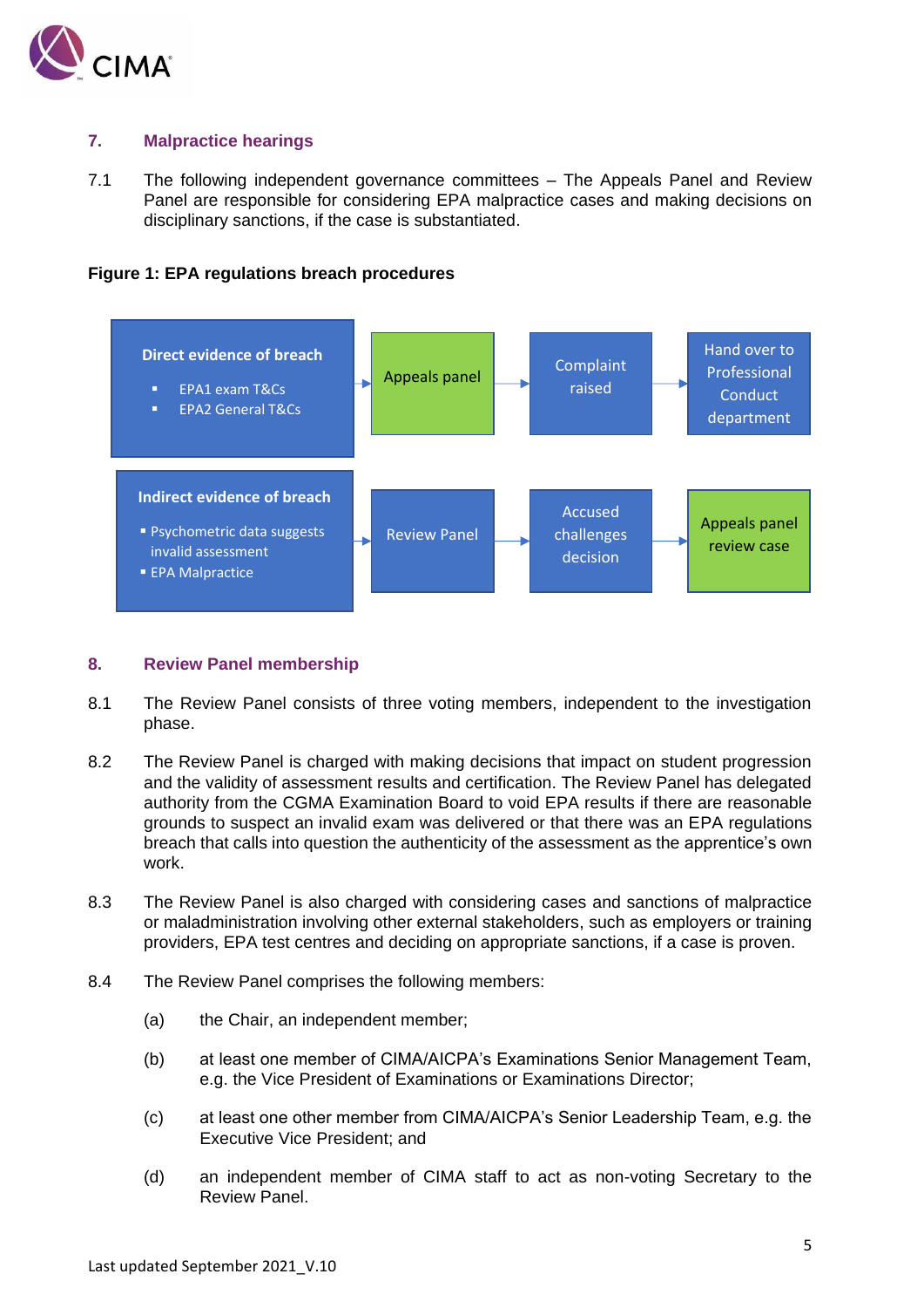## 7. Malpractice hearings

7.1 The following independent governance committees – The Appeals Panel and Review Panel are responsible for considering EPA malpractice cases and making decisions on disciplinary sanctions, if the case is substantiated.

**Figure 1: EPA regulations breach procedures**

**Direct evidence of breach**

- EPA1 exam T&Cs
- EPA2 General T&Cs

→ Appeals panel → Complaint raised → Hand over to Professional Conduct department

**Indirect evidence of breach**

- Psychometric data suggests invalid assessment
- EPA Malpractice

→ Review Panel → Accused challenges decision → Appeals panel review case

## 8. Review Panel membership

8.1 The Review Panel consists of three voting members, independent to the investigation phase.

8.2 The Review Panel is charged with making decisions that impact on student progression and the validity of assessment results and certification. The Review Panel has delegated authority from the CGMA Examination Board to void EPA results if there are reasonable grounds to suspect an invalid exam was delivered or that there was an EPA regulations breach that calls into question the authenticity of the assessment as the apprentice's own work.

8.3 The Review Panel is also charged with considering cases and sanctions of malpractice or maladministration involving other external stakeholders, such as employers or training providers, EPA test centres and deciding on appropriate sanctions, if a case is proven.

8.4 The Review Panel comprises the following members:

(a) the Chair, an independent member;

(b) at least one member of CIMA/AICPA's Examinations Senior Management Team, e.g. the Vice President of Examinations or Examinations Director;

(c) at least one other member from CIMA/AICPA's Senior Leadership Team, e.g. the Executive Vice President; and

(d) an independent member of CIMA staff to act as non-voting Secretary to the Review Panel.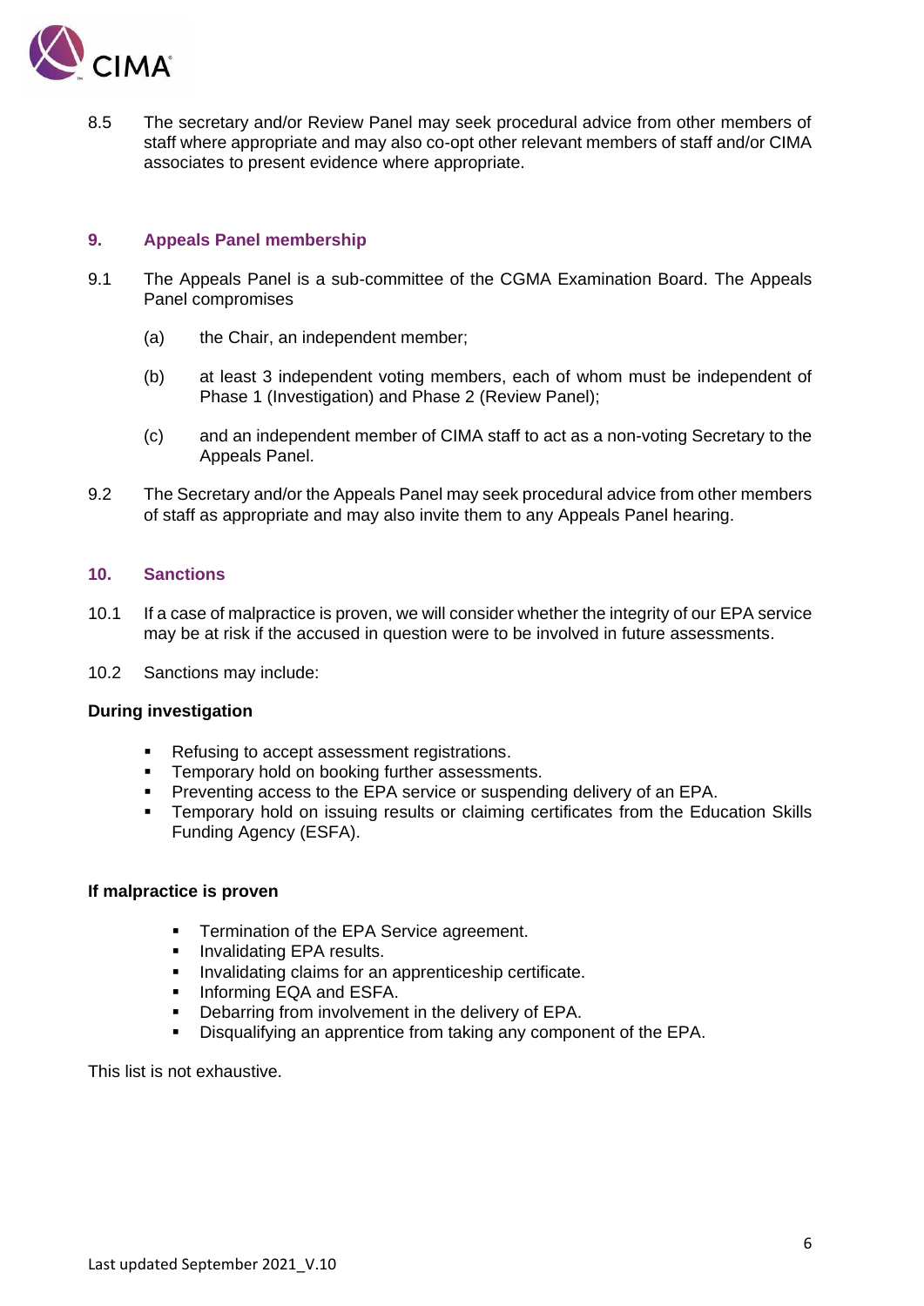8.5 The secretary and/or Review Panel may seek procedural advice from other members of staff where appropriate and may also co-opt other relevant members of staff and/or CIMA associates to present evidence where appropriate.

## 9. Appeals Panel membership

9.1 The Appeals Panel is a sub-committee of the CGMA Examination Board. The Appeals Panel compromises

- (a) the Chair, an independent member;
- (b) at least 3 independent voting members, each of whom must be independent of Phase 1 (Investigation) and Phase 2 (Review Panel);
- (c) and an independent member of CIMA staff to act as a non-voting Secretary to the Appeals Panel.

9.2 The Secretary and/or the Appeals Panel may seek procedural advice from other members of staff as appropriate and may also invite them to any Appeals Panel hearing.

## 10. Sanctions

10.1 If a case of malpractice is proven, we will consider whether the integrity of our EPA service may be at risk if the accused in question were to be involved in future assessments.

10.2 Sanctions may include:

**During investigation**

- Refusing to accept assessment registrations.
- Temporary hold on booking further assessments.
- Preventing access to the EPA service or suspending delivery of an EPA.
- Temporary hold on issuing results or claiming certificates from the Education Skills Funding Agency (ESFA).

**If malpractice is proven**

- Termination of the EPA Service agreement.
- Invalidating EPA results.
- Invalidating claims for an apprenticeship certificate.
- Informing EQA and ESFA.
- Debarring from involvement in the delivery of EPA.
- Disqualifying an apprentice from taking any component of the EPA.

This list is not exhaustive.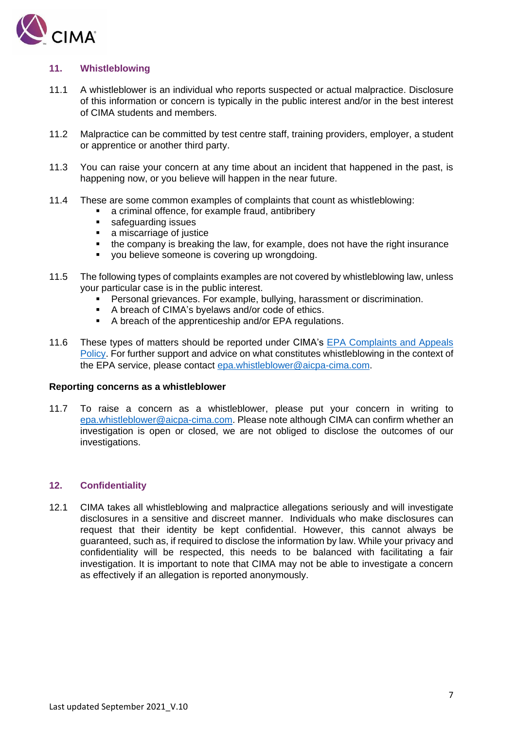## 11. Whistleblowing

11.1 A whistleblower is an individual who reports suspected or actual malpractice. Disclosure of this information or concern is typically in the public interest and/or in the best interest of CIMA students and members.

11.2 Malpractice can be committed by test centre staff, training providers, employer, a student or apprentice or another third party.

11.3 You can raise your concern at any time about an incident that happened in the past, is happening now, or you believe will happen in the near future.

11.4 These are some common examples of complaints that count as whistleblowing:

- a criminal offence, for example fraud, antibribery
- safeguarding issues
- a miscarriage of justice
- the company is breaking the law, for example, does not have the right insurance
- you believe someone is covering up wrongdoing.

11.5 The following types of complaints examples are not covered by whistleblowing law, unless your particular case is in the public interest.

- Personal grievances. For example, bullying, harassment or discrimination.
- A breach of CIMA's byelaws and/or code of ethics.
- A breach of the apprenticeship and/or EPA regulations.

11.6 These types of matters should be reported under CIMA's EPA Complaints and Appeals Policy. For further support and advice on what constitutes whistleblowing in the context of the EPA service, please contact epa.whistleblower@aicpa-cima.com.

**Reporting concerns as a whistleblower**

11.7 To raise a concern as a whistleblower, please put your concern in writing to epa.whistleblower@aicpa-cima.com. Please note although CIMA can confirm whether an investigation is open or closed, we are not obliged to disclose the outcomes of our investigations.

## 12. Confidentiality

12.1 CIMA takes all whistleblowing and malpractice allegations seriously and will investigate disclosures in a sensitive and discreet manner. Individuals who make disclosures can request that their identity be kept confidential. However, this cannot always be guaranteed, such as, if required to disclose the information by law. While your privacy and confidentiality will be respected, this needs to be balanced with facilitating a fair investigation. It is important to note that CIMA may not be able to investigate a concern as effectively if an allegation is reported anonymously.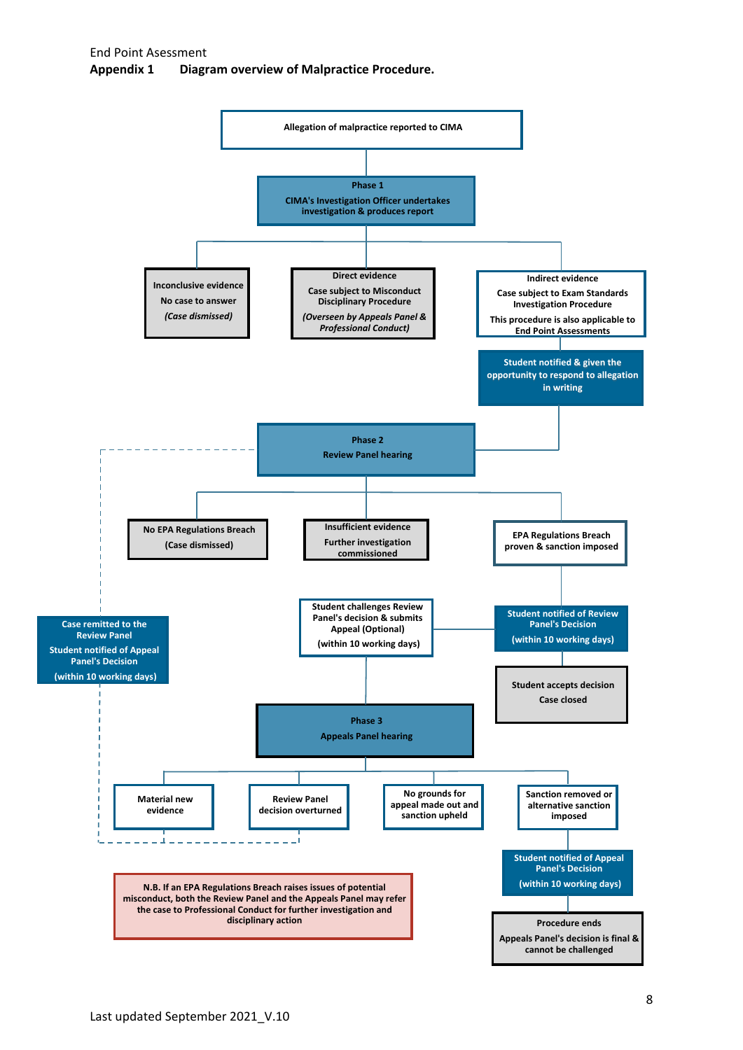End Point Assessment

**Appendix 1 Diagram overview of Malpractice Procedure.**

Allegation of malpractice reported to CIMA

Phase 1
CIMA's Investigation Officer undertakes investigation & produces report

Inconclusive evidence
No case to answer
*(Case dismissed)*

Direct evidence
Case subject to Misconduct Disciplinary Procedure
*(Overseen by Appeals Panel & Professional Conduct)*

Indirect evidence
Case subject to Exam Standards Investigation Procedure
This procedure is also applicable to End Point Assessments

Student notified & given the opportunity to respond to allegation in writing

Phase 2
Review Panel hearing

No EPA Regulations Breach
(Case dismissed)

Insufficient evidence
Further investigation commissioned

EPA Regulations Breach proven & sanction imposed

Student notified of Review Panel's Decision
(within 10 working days)

Student challenges Review Panel's decision & submits Appeal (Optional)
(within 10 working days)

Student accepts decision
Case closed

Case remitted to the Review Panel
Student notified of Appeal Panel's Decision
(within 10 working days)

Phase 3
Appeals Panel hearing

Material new evidence

Review Panel decision overturned

No grounds for appeal made out and sanction upheld

Sanction removed or alternative sanction imposed

Student notified of Appeal Panel's Decision
(within 10 working days)

Procedure ends
Appeals Panel's decision is final & cannot be challenged

N.B. If an EPA Regulations Breach raises issues of potential misconduct, both the Review Panel and the Appeals Panel may refer the case to Professional Conduct for further investigation and disciplinary action

Last updated September 2021_V.10